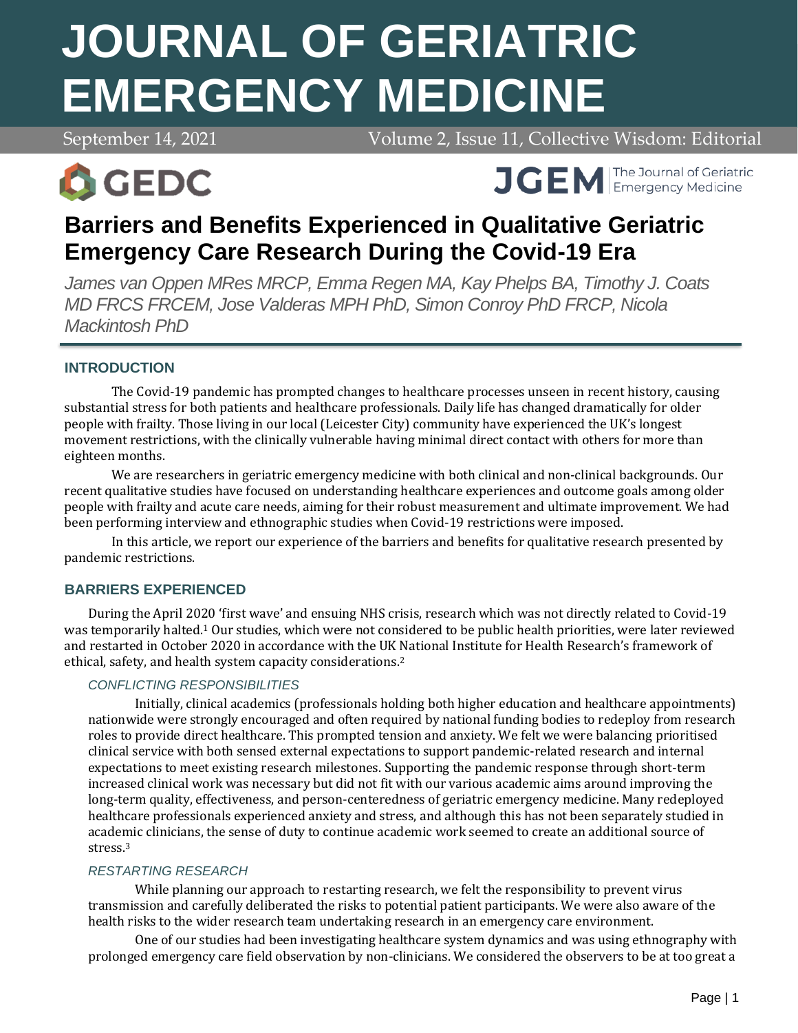# Barriers and Benefits Experienced in Qualitative Geriatric Emergency Care Research During the Covid-19 Era

*James van Oppen MRes MRCP, Emma Regen MA, Kay Phelps BA, Timothy J. Coats MD FRCS FRCEM, Jose Valderas MPH PhD, Simon Conroy PhD FRCP, Nicola Mackintosh PhD*

## INTRODUCTION

The Covid-19 pandemic has prompted changes to healthcare processes unseen in recent history, causing substantial stress for both patients and healthcare professionals. Daily life has changed dramatically for older people with frailty. Those living in our local (Leicester City) community have experienced the UK's longest movement restrictions, with the clinically vulnerable having minimal direct contact with others for more than eighteen months.

We are researchers in geriatric emergency medicine with both clinical and non-clinical backgrounds. Our recent qualitative studies have focused on understanding healthcare experiences and outcome goals among older people with frailty and acute care needs, aiming for their robust measurement and ultimate improvement. We had been performing interview and ethnographic studies when Covid-19 restrictions were imposed.

In this article, we report our experience of the barriers and benefits for qualitative research presented by pandemic restrictions.

## BARRIERS EXPERIENCED

During the April 2020 'first wave' and ensuing NHS crisis, research which was not directly related to Covid-19 was temporarily halted.[1] Our studies, which were not considered to be public health priorities, were later reviewed and restarted in October 2020 in accordance with the UK National Institute for Health Research's framework of ethical, safety, and health system capacity considerations.[2]

### *CONFLICTING RESPONSIBILITIES*

Initially, clinical academics (professionals holding both higher education and healthcare appointments) nationwide were strongly encouraged and often required by national funding bodies to redeploy from research roles to provide direct healthcare. This prompted tension and anxiety. We felt we were balancing prioritised clinical service with both sensed external expectations to support pandemic-related research and internal expectations to meet existing research milestones. Supporting the pandemic response through short-term increased clinical work was necessary but did not fit with our various academic aims around improving the long-term quality, effectiveness, and person-centeredness of geriatric emergency medicine. Many redeployed healthcare professionals experienced anxiety and stress, and although this has not been separately studied in academic clinicians, the sense of duty to continue academic work seemed to create an additional source of stress.[3]

### *RESTARTING RESEARCH*

While planning our approach to restarting research, we felt the responsibility to prevent virus transmission and carefully deliberated the risks to potential patient participants. We were also aware of the health risks to the wider research team undertaking research in an emergency care environment.

One of our studies had been investigating healthcare system dynamics and was using ethnography with prolonged emergency care field observation by non-clinicians. We considered the observers to be at too great a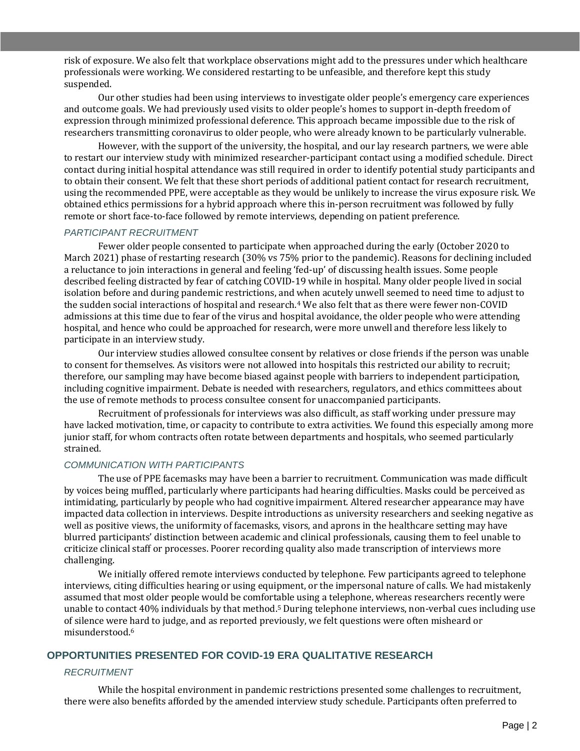risk of exposure. We also felt that workplace observations might add to the pressures under which healthcare professionals were working. We considered restarting to be unfeasible, and therefore kept this study suspended.

Our other studies had been using interviews to investigate older people's emergency care experiences and outcome goals. We had previously used visits to older people's homes to support in-depth freedom of expression through minimized professional deference. This approach became impossible due to the risk of researchers transmitting coronavirus to older people, who were already known to be particularly vulnerable.

However, with the support of the university, the hospital, and our lay research partners, we were able to restart our interview study with minimized researcher-participant contact using a modified schedule. Direct contact during initial hospital attendance was still required in order to identify potential study participants and to obtain their consent. We felt that these short periods of additional patient contact for research recruitment, using the recommended PPE, were acceptable as they would be unlikely to increase the virus exposure risk. We obtained ethics permissions for a hybrid approach where this in-person recruitment was followed by fully remote or short face-to-face followed by remote interviews, depending on patient preference.

### *PARTICIPANT RECRUITMENT*

Fewer older people consented to participate when approached during the early (October 2020 to March 2021) phase of restarting research (30% vs 75% prior to the pandemic). Reasons for declining included a reluctance to join interactions in general and feeling 'fed-up' of discussing health issues. Some people described feeling distracted by fear of catching COVID-19 while in hospital. Many older people lived in social isolation before and during pandemic restrictions, and when acutely unwell seemed to need time to adjust to the sudden social interactions of hospital and research.[4] We also felt that as there were fewer non-COVID admissions at this time due to fear of the virus and hospital avoidance, the older people who were attending hospital, and hence who could be approached for research, were more unwell and therefore less likely to participate in an interview study.

Our interview studies allowed consultee consent by relatives or close friends if the person was unable to consent for themselves. As visitors were not allowed into hospitals this restricted our ability to recruit; therefore, our sampling may have become biased against people with barriers to independent participation, including cognitive impairment. Debate is needed with researchers, regulators, and ethics committees about the use of remote methods to process consultee consent for unaccompanied participants.

Recruitment of professionals for interviews was also difficult, as staff working under pressure may have lacked motivation, time, or capacity to contribute to extra activities. We found this especially among more junior staff, for whom contracts often rotate between departments and hospitals, who seemed particularly strained.

### *COMMUNICATION WITH PARTICIPANTS*

The use of PPE facemasks may have been a barrier to recruitment. Communication was made difficult by voices being muffled, particularly where participants had hearing difficulties. Masks could be perceived as intimidating, particularly by people who had cognitive impairment. Altered researcher appearance may have impacted data collection in interviews. Despite introductions as university researchers and seeking negative as well as positive views, the uniformity of facemasks, visors, and aprons in the healthcare setting may have blurred participants' distinction between academic and clinical professionals, causing them to feel unable to criticize clinical staff or processes. Poorer recording quality also made transcription of interviews more challenging.

We initially offered remote interviews conducted by telephone. Few participants agreed to telephone interviews, citing difficulties hearing or using equipment, or the impersonal nature of calls. We had mistakenly assumed that most older people would be comfortable using a telephone, whereas researchers recently were unable to contact 40% individuals by that method.[5] During telephone interviews, non-verbal cues including use of silence were hard to judge, and as reported previously, we felt questions were often misheard or misunderstood.[6]

## OPPORTUNITIES PRESENTED FOR COVID-19 ERA QUALITATIVE RESEARCH

### *RECRUITMENT*

While the hospital environment in pandemic restrictions presented some challenges to recruitment, there were also benefits afforded by the amended interview study schedule. Participants often preferred to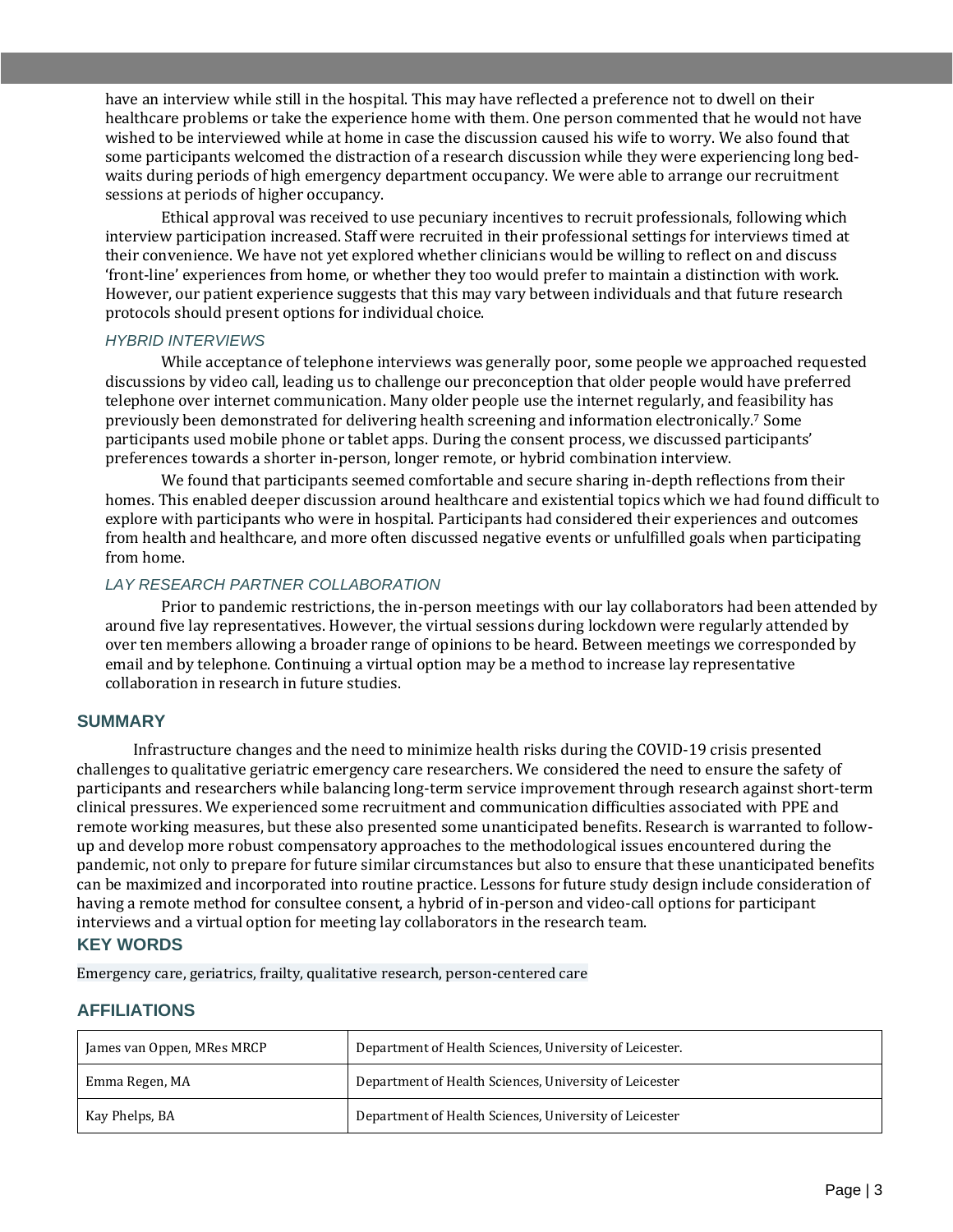have an interview while still in the hospital. This may have reflected a preference not to dwell on their healthcare problems or take the experience home with them. One person commented that he would not have wished to be interviewed while at home in case the discussion caused his wife to worry. We also found that some participants welcomed the distraction of a research discussion while they were experiencing long bed-waits during periods of high emergency department occupancy. We were able to arrange our recruitment sessions at periods of higher occupancy.

Ethical approval was received to use pecuniary incentives to recruit professionals, following which interview participation increased. Staff were recruited in their professional settings for interviews timed at their convenience. We have not yet explored whether clinicians would be willing to reflect on and discuss 'front-line' experiences from home, or whether they too would prefer to maintain a distinction with work. However, our patient experience suggests that this may vary between individuals and that future research protocols should present options for individual choice.

### *HYBRID INTERVIEWS*

While acceptance of telephone interviews was generally poor, some people we approached requested discussions by video call, leading us to challenge our preconception that older people would have preferred telephone over internet communication. Many older people use the internet regularly, and feasibility has previously been demonstrated for delivering health screening and information electronically.[7] Some participants used mobile phone or tablet apps. During the consent process, we discussed participants' preferences towards a shorter in-person, longer remote, or hybrid combination interview.

We found that participants seemed comfortable and secure sharing in-depth reflections from their homes. This enabled deeper discussion around healthcare and existential topics which we had found difficult to explore with participants who were in hospital. Participants had considered their experiences and outcomes from health and healthcare, and more often discussed negative events or unfulfilled goals when participating from home.

### *LAY RESEARCH PARTNER COLLABORATION*

Prior to pandemic restrictions, the in-person meetings with our lay collaborators had been attended by around five lay representatives. However, the virtual sessions during lockdown were regularly attended by over ten members allowing a broader range of opinions to be heard. Between meetings we corresponded by email and by telephone. Continuing a virtual option may be a method to increase lay representative collaboration in research in future studies.

## SUMMARY

Infrastructure changes and the need to minimize health risks during the COVID-19 crisis presented challenges to qualitative geriatric emergency care researchers. We considered the need to ensure the safety of participants and researchers while balancing long-term service improvement through research against short-term clinical pressures. We experienced some recruitment and communication difficulties associated with PPE and remote working measures, but these also presented some unanticipated benefits. Research is warranted to follow-up and develop more robust compensatory approaches to the methodological issues encountered during the pandemic, not only to prepare for future similar circumstances but also to ensure that these unanticipated benefits can be maximized and incorporated into routine practice. Lessons for future study design include consideration of having a remote method for consultee consent, a hybrid of in-person and video-call options for participant interviews and a virtual option for meeting lay collaborators in the research team.

## KEY WORDS

Emergency care, geriatrics, frailty, qualitative research, person-centered care

## AFFILIATIONS

| | |
|---|---|
| James van Oppen, MRes MRCP | Department of Health Sciences, University of Leicester. |
| Emma Regen, MA | Department of Health Sciences, University of Leicester |
| Kay Phelps, BA | Department of Health Sciences, University of Leicester |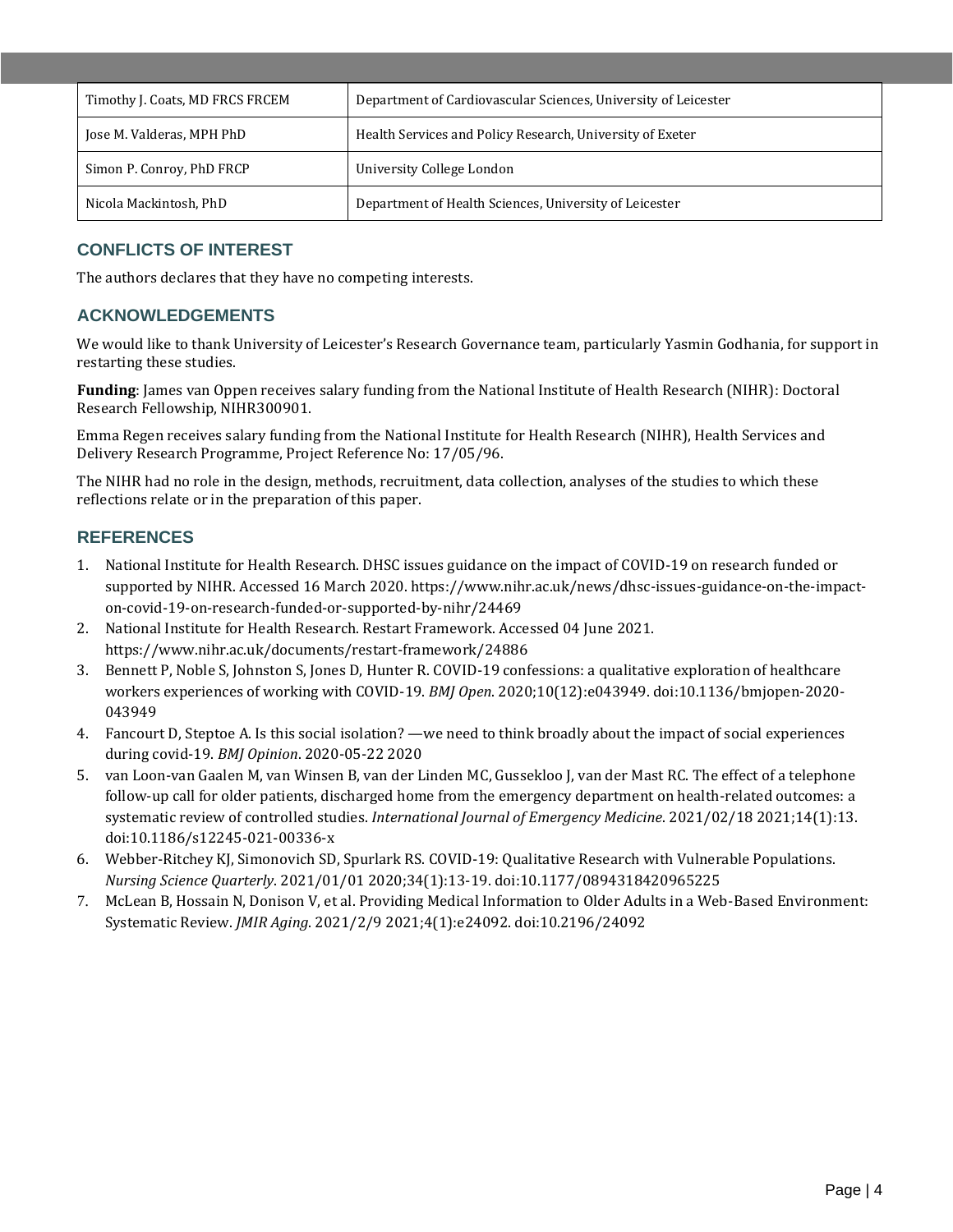| | |
|---|---|
| Timothy J. Coats, MD FRCS FRCEM | Department of Cardiovascular Sciences, University of Leicester |
| Jose M. Valderas, MPH PhD | Health Services and Policy Research, University of Exeter |
| Simon P. Conroy, PhD FRCP | University College London |
| Nicola Mackintosh, PhD | Department of Health Sciences, University of Leicester |

## CONFLICTS OF INTEREST

The authors declares that they have no competing interests.

## ACKNOWLEDGEMENTS

We would like to thank University of Leicester's Research Governance team, particularly Yasmin Godhania, for support in restarting these studies.

**Funding**: James van Oppen receives salary funding from the National Institute of Health Research (NIHR): Doctoral Research Fellowship, NIHR300901.

Emma Regen receives salary funding from the National Institute for Health Research (NIHR), Health Services and Delivery Research Programme, Project Reference No: 17/05/96.

The NIHR had no role in the design, methods, recruitment, data collection, analyses of the studies to which these reflections relate or in the preparation of this paper.

## REFERENCES

1. National Institute for Health Research. DHSC issues guidance on the impact of COVID-19 on research funded or supported by NIHR. Accessed 16 March 2020. https://www.nihr.ac.uk/news/dhsc-issues-guidance-on-the-impact-on-covid-19-on-research-funded-or-supported-by-nihr/24469
2. National Institute for Health Research. Restart Framework. Accessed 04 June 2021. https://www.nihr.ac.uk/documents/restart-framework/24886
3. Bennett P, Noble S, Johnston S, Jones D, Hunter R. COVID-19 confessions: a qualitative exploration of healthcare workers experiences of working with COVID-19. *BMJ Open*. 2020;10(12):e043949. doi:10.1136/bmjopen-2020-043949
4. Fancourt D, Steptoe A. Is this social isolation? —we need to think broadly about the impact of social experiences during covid-19. *BMJ Opinion*. 2020-05-22 2020
5. van Loon-van Gaalen M, van Winsen B, van der Linden MC, Gussekloo J, van der Mast RC. The effect of a telephone follow-up call for older patients, discharged home from the emergency department on health-related outcomes: a systematic review of controlled studies. *International Journal of Emergency Medicine*. 2021/02/18 2021;14(1):13. doi:10.1186/s12245-021-00336-x
6. Webber-Ritchey KJ, Simonovich SD, Spurlark RS. COVID-19: Qualitative Research with Vulnerable Populations. *Nursing Science Quarterly*. 2021/01/01 2020;34(1):13-19. doi:10.1177/0894318420965225
7. McLean B, Hossain N, Donison V, et al. Providing Medical Information to Older Adults in a Web-Based Environment: Systematic Review. *JMIR Aging*. 2021/2/9 2021;4(1):e24092. doi:10.2196/24092